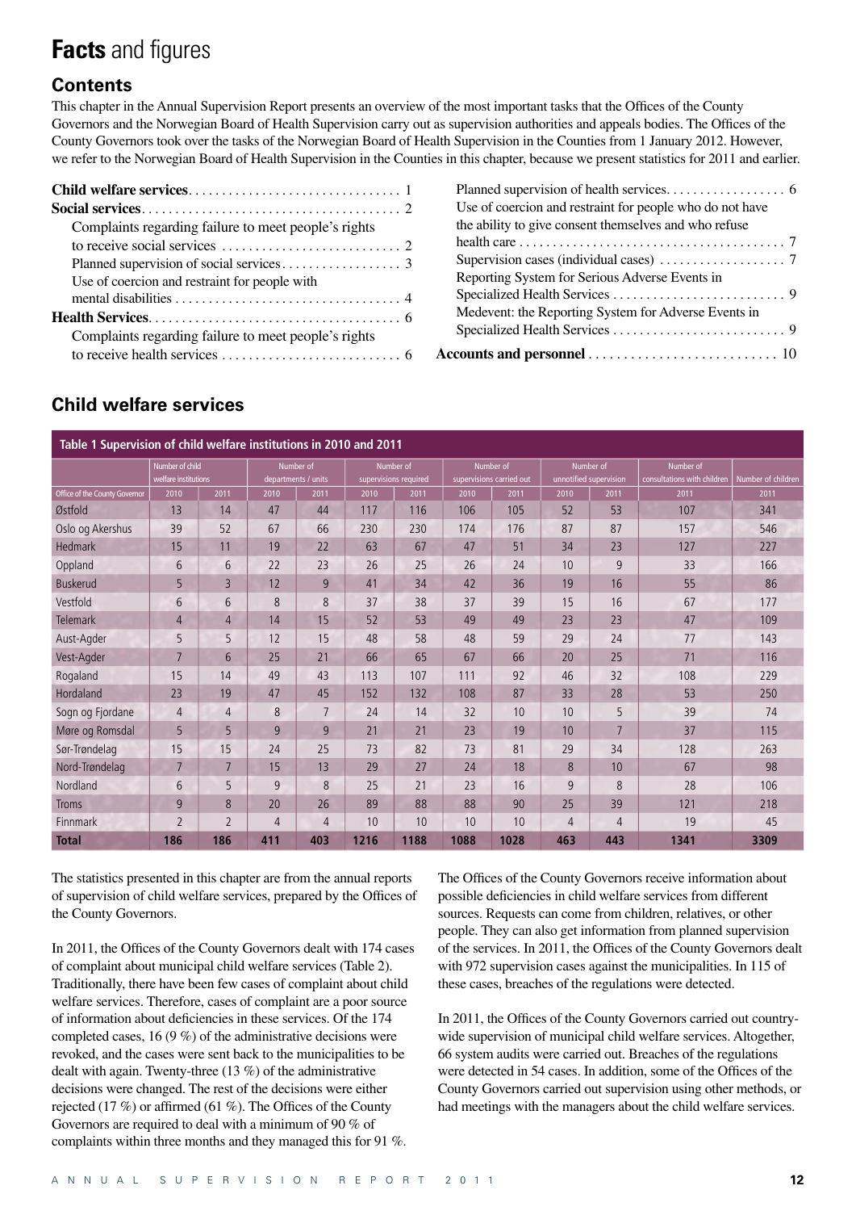# **Facts** and figures

## Contents

This chapter in the Annual Supervision Report presents an overview of the most important tasks that the Offices of the County Governors and the Norwegian Board of Health Supervision carry out as supervision authorities and appeals bodies. The Offices of the County Governors took over the tasks of the Norwegian Board of Health Supervision in the Counties from 1 January 2012. However, we refer to the Norwegian Board of Health Supervision in the Counties in this chapter, because we present statistics for 2011 and earlier.

- **Child welfare services** ... 1
- **Social services** ... 2
  - Complaints regarding failure to meet people's rights to receive social services ... 2
  - Planned supervision of social services ... 3
  - Use of coercion and restraint for people with mental disabilities ... 4
- **Health Services** ... 6
  - Complaints regarding failure to meet people's rights to receive health services ... 6
  - Planned supervision of health services ... 6
  - Use of coercion and restraint for people who do not have the ability to give consent themselves and who refuse health care ... 7
  - Supervision cases (individual cases) ... 7
  - Reporting System for Serious Adverse Events in Specialized Health Services ... 9
  - Medevent: the Reporting System for Adverse Events in Specialized Health Services ... 9
- **Accounts and personnel** ... 10

## Child welfare services

**Table 1 Supervision of child welfare institutions in 2010 and 2011**

| | Number of child welfare institutions | | Number of departments / units | | Number of supervisions required | | Number of supervisions carried out | | Number of unnotified supervision | | Number of consultations with children | Number of children |
|---|---|---|---|---|---|---|---|---|---|---|---|---|
| Office of the County Governor | 2010 | 2011 | 2010 | 2011 | 2010 | 2011 | 2010 | 2011 | 2010 | 2011 | 2011 | 2011 |
| Østfold | 13 | 14 | 47 | 44 | 117 | 116 | 106 | 105 | 52 | 53 | 107 | 341 |
| Oslo og Akershus | 39 | 52 | 67 | 66 | 230 | 230 | 174 | 176 | 87 | 87 | 157 | 546 |
| Hedmark | 15 | 11 | 19 | 22 | 63 | 67 | 47 | 51 | 34 | 23 | 127 | 227 |
| Oppland | 6 | 6 | 22 | 23 | 26 | 25 | 26 | 24 | 10 | 9 | 33 | 166 |
| Buskerud | 5 | 3 | 12 | 9 | 41 | 34 | 42 | 36 | 19 | 16 | 55 | 86 |
| Vestfold | 6 | 6 | 8 | 8 | 37 | 38 | 37 | 39 | 15 | 16 | 67 | 177 |
| Telemark | 4 | 4 | 14 | 15 | 52 | 53 | 49 | 49 | 23 | 23 | 47 | 109 |
| Aust-Agder | 5 | 5 | 12 | 15 | 48 | 58 | 48 | 59 | 29 | 24 | 77 | 143 |
| Vest-Agder | 7 | 6 | 25 | 21 | 66 | 65 | 67 | 66 | 20 | 25 | 71 | 116 |
| Rogaland | 15 | 14 | 49 | 43 | 113 | 107 | 111 | 92 | 46 | 32 | 108 | 229 |
| Hordaland | 23 | 19 | 47 | 45 | 152 | 132 | 108 | 87 | 33 | 28 | 53 | 250 |
| Sogn og Fjordane | 4 | 4 | 8 | 7 | 24 | 14 | 32 | 10 | 10 | 5 | 39 | 74 |
| Møre og Romsdal | 5 | 5 | 9 | 9 | 21 | 21 | 23 | 19 | 10 | 7 | 37 | 115 |
| Sør-Trøndelag | 15 | 15 | 24 | 25 | 73 | 82 | 73 | 81 | 29 | 34 | 128 | 263 |
| Nord-Trøndelag | 7 | 7 | 15 | 13 | 29 | 27 | 24 | 18 | 8 | 10 | 67 | 98 |
| Nordland | 6 | 5 | 9 | 8 | 25 | 21 | 23 | 16 | 9 | 8 | 28 | 106 |
| Troms | 9 | 8 | 20 | 26 | 89 | 88 | 88 | 90 | 25 | 39 | 121 | 218 |
| Finnmark | 2 | 2 | 4 | 4 | 10 | 10 | 10 | 10 | 4 | 4 | 19 | 45 |
| **Total** | **186** | **186** | **411** | **403** | **1216** | **1188** | **1088** | **1028** | **463** | **443** | **1341** | **3309** |

The statistics presented in this chapter are from the annual reports of supervision of child welfare services, prepared by the Offices of the County Governors.

In 2011, the Offices of the County Governors dealt with 174 cases of complaint about municipal child welfare services (Table 2). Traditionally, there have been few cases of complaint about child welfare services. Therefore, cases of complaint are a poor source of information about deficiencies in these services. Of the 174 completed cases, 16 (9 %) of the administrative decisions were revoked, and the cases were sent back to the municipalities to be dealt with again. Twenty-three (13 %) of the administrative decisions were changed. The rest of the decisions were either rejected (17 %) or affirmed (61 %). The Offices of the County Governors are required to deal with a minimum of 90 % of complaints within three months and they managed this for 91 %.

The Offices of the County Governors receive information about possible deficiencies in child welfare services from different sources. Requests can come from children, relatives, or other people. They can also get information from planned supervision of the services. In 2011, the Offices of the County Governors dealt with 972 supervision cases against the municipalities. In 115 of these cases, breaches of the regulations were detected.

In 2011, the Offices of the County Governors carried out country-wide supervision of municipal child welfare services. Altogether, 66 system audits were carried out. Breaches of the regulations were detected in 54 cases. In addition, some of the Offices of the County Governors carried out supervision using other methods, or had meetings with the managers about the child welfare services.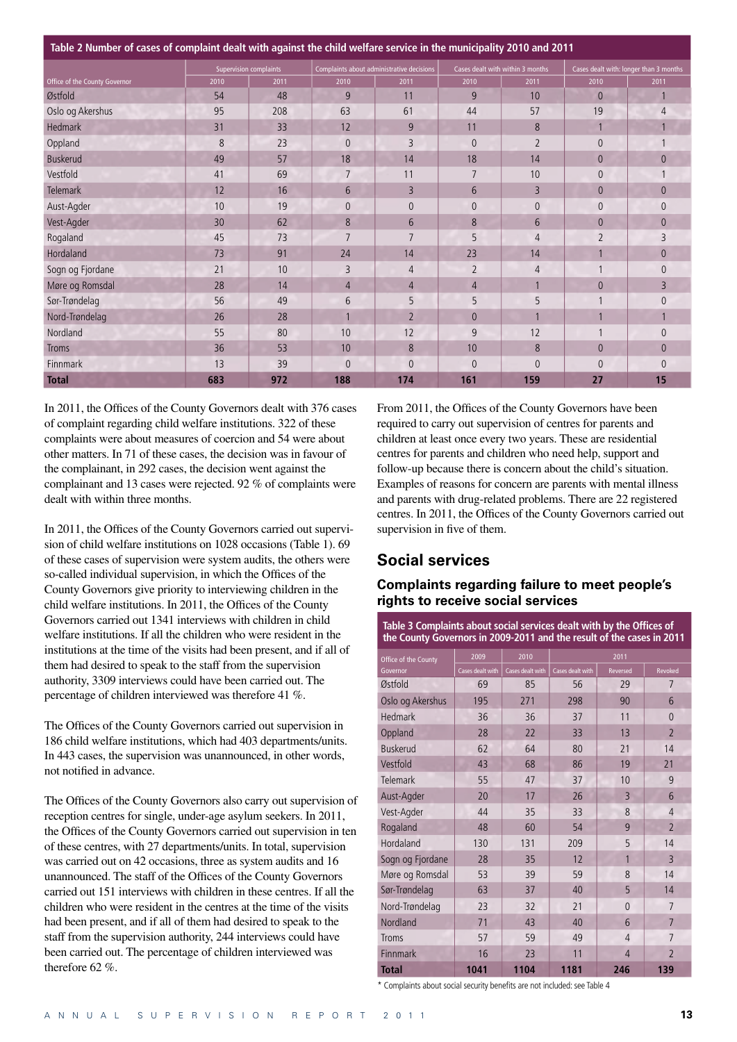**Table 2 Number of cases of complaint dealt with against the child welfare service in the municipality 2010 and 2011**

| Office of the County Governor | Supervision complaints | | Complaints about administrative decisions | | Cases dealt with within 3 months | | Cases dealt with: longer than 3 months | |
|---|---|---|---|---|---|---|---|---|
| | 2010 | 2011 | 2010 | 2011 | 2010 | 2011 | 2010 | 2011 |
| Østfold | 54 | 48 | 9 | 11 | 9 | 10 | 0 | 1 |
| Oslo og Akershus | 95 | 208 | 63 | 61 | 44 | 57 | 19 | 4 |
| Hedmark | 31 | 33 | 12 | 9 | 11 | 8 | 1 | 1 |
| Oppland | 8 | 23 | 0 | 3 | 0 | 2 | 0 | 1 |
| Buskerud | 49 | 57 | 18 | 14 | 18 | 14 | 0 | 0 |
| Vestfold | 41 | 69 | 7 | 11 | 7 | 10 | 0 | 1 |
| Telemark | 12 | 16 | 6 | 3 | 6 | 3 | 0 | 0 |
| Aust-Agder | 10 | 19 | 0 | 0 | 0 | 0 | 0 | 0 |
| Vest-Agder | 30 | 62 | 8 | 6 | 8 | 6 | 0 | 0 |
| Rogaland | 45 | 73 | 7 | 7 | 5 | 4 | 2 | 3 |
| Hordaland | 73 | 91 | 24 | 14 | 23 | 14 | 1 | 0 |
| Sogn og Fjordane | 21 | 10 | 3 | 4 | 2 | 4 | 1 | 0 |
| Møre og Romsdal | 28 | 14 | 4 | 4 | 4 | 1 | 0 | 3 |
| Sør-Trøndelag | 56 | 49 | 6 | 5 | 5 | 5 | 1 | 0 |
| Nord-Trøndelag | 26 | 28 | 1 | 2 | 0 | 1 | 1 | 1 |
| Nordland | 55 | 80 | 10 | 12 | 9 | 12 | 1 | 0 |
| Troms | 36 | 53 | 10 | 8 | 10 | 8 | 0 | 0 |
| Finnmark | 13 | 39 | 0 | 0 | 0 | 0 | 0 | 0 |
| **Total** | **683** | **972** | **188** | **174** | **161** | **159** | **27** | **15** |

In 2011, the Offices of the County Governors dealt with 376 cases of complaint regarding child welfare institutions. 322 of these complaints were about measures of coercion and 54 were about other matters. In 71 of these cases, the decision was in favour of the complainant, in 292 cases, the decision went against the complainant and 13 cases were rejected. 92 % of complaints were dealt with within three months.

In 2011, the Offices of the County Governors carried out supervision of child welfare institutions on 1028 occasions (Table 1). 69 of these cases of supervision were system audits, the others were so-called individual supervision, in which the Offices of the County Governors give priority to interviewing children in the child welfare institutions. In 2011, the Offices of the County Governors carried out 1341 interviews with children in child welfare institutions. If all the children who were resident in the institutions at the time of the visits had been present, and if all of them had desired to speak to the staff from the supervision authority, 3309 interviews could have been carried out. The percentage of children interviewed was therefore 41 %.

The Offices of the County Governors carried out supervision in 186 child welfare institutions, which had 403 departments/units. In 443 cases, the supervision was unannounced, in other words, not notified in advance.

The Offices of the County Governors also carry out supervision of reception centres for single, under-age asylum seekers. In 2011, the Offices of the County Governors carried out supervision in ten of these centres, with 27 departments/units. In total, supervision was carried out on 42 occasions, three as system audits and 16 unannounced. The staff of the Offices of the County Governors carried out 151 interviews with children in these centres. If all the children who were resident in the centres at the time of the visits had been present, and if all of them had desired to speak to the staff from the supervision authority, 244 interviews could have been carried out. The percentage of children interviewed was therefore 62 %.

From 2011, the Offices of the County Governors have been required to carry out supervision of centres for parents and children at least once every two years. These are residential centres for parents and children who need help, support and follow-up because there is concern about the child's situation. Examples of reasons for concern are parents with mental illness and parents with drug-related problems. There are 22 registered centres. In 2011, the Offices of the County Governors carried out supervision in five of them.

## Social services

### Complaints regarding failure to meet people's rights to receive social services

**Table 3 Complaints about social services dealt with by the Offices of the County Governors in 2009-2011 and the result of the cases in 2011**

| Office of the County Governor | 2009 | 2010 | 2011 | | |
|---|---|---|---|---|---|
| | Cases dealt with | Cases dealt with | Cases dealt with | Reversed | Revoked |
| Østfold | 69 | 85 | 56 | 29 | 7 |
| Oslo og Akershus | 195 | 271 | 298 | 90 | 6 |
| Hedmark | 36 | 36 | 37 | 11 | 0 |
| Oppland | 28 | 22 | 33 | 13 | 2 |
| Buskerud | 62 | 64 | 80 | 21 | 14 |
| Vestfold | 43 | 68 | 86 | 19 | 21 |
| Telemark | 55 | 47 | 37 | 10 | 9 |
| Aust-Agder | 20 | 17 | 26 | 3 | 6 |
| Vest-Agder | 44 | 35 | 33 | 8 | 4 |
| Rogaland | 48 | 60 | 54 | 9 | 2 |
| Hordaland | 130 | 131 | 209 | 5 | 14 |
| Sogn og Fjordane | 28 | 35 | 12 | 1 | 3 |
| Møre og Romsdal | 53 | 39 | 59 | 8 | 14 |
| Sør-Trøndelag | 63 | 37 | 40 | 5 | 14 |
| Nord-Trøndelag | 23 | 32 | 21 | 0 | 7 |
| Nordland | 71 | 43 | 40 | 6 | 7 |
| Troms | 57 | 59 | 49 | 4 | 7 |
| Finnmark | 16 | 23 | 11 | 4 | 2 |
| **Total** | **1041** | **1104** | **1181** | **246** | **139** |

* Complaints about social security benefits are not included: see Table 4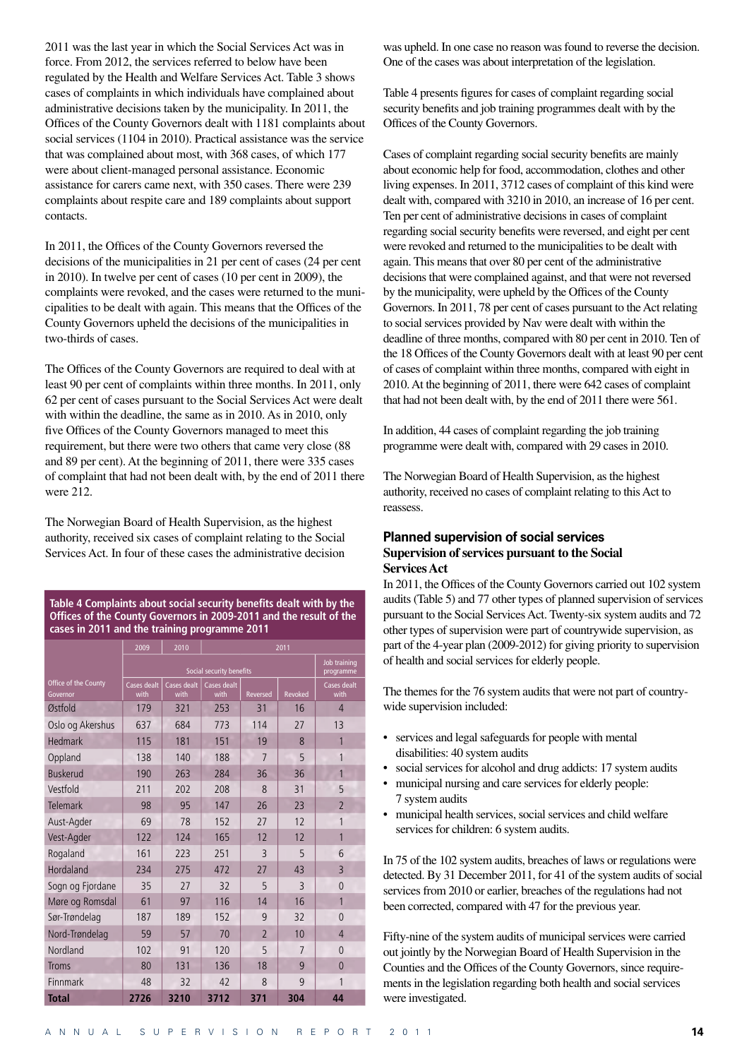2011 was the last year in which the Social Services Act was in force. From 2012, the services referred to below have been regulated by the Health and Welfare Services Act. Table 3 shows cases of complaints in which individuals have complained about administrative decisions taken by the municipality. In 2011, the Offices of the County Governors dealt with 1181 complaints about social services (1104 in 2010). Practical assistance was the service that was complained about most, with 368 cases, of which 177 were about client-managed personal assistance. Economic assistance for carers came next, with 350 cases. There were 239 complaints about respite care and 189 complaints about support contacts.

In 2011, the Offices of the County Governors reversed the decisions of the municipalities in 21 per cent of cases (24 per cent in 2010). In twelve per cent of cases (10 per cent in 2009), the complaints were revoked, and the cases were returned to the municipalities to be dealt with again. This means that the Offices of the County Governors upheld the decisions of the municipalities in two-thirds of cases.

The Offices of the County Governors are required to deal with at least 90 per cent of complaints within three months. In 2011, only 62 per cent of cases pursuant to the Social Services Act were dealt with within the deadline, the same as in 2010. As in 2010, only five Offices of the County Governors managed to meet this requirement, but there were two others that came very close (88 and 89 per cent). At the beginning of 2011, there were 335 cases of complaint that had not been dealt with, by the end of 2011 there were 212.

The Norwegian Board of Health Supervision, as the highest authority, received six cases of complaint relating to the Social Services Act. In four of these cases the administrative decision was upheld. In one case no reason was found to reverse the decision. One of the cases was about interpretation of the legislation.

**Table 4 Complaints about social security benefits dealt with by the Offices of the County Governors in 2009-2011 and the result of the cases in 2011 and the training programme 2011**

| | 2009 | 2010 | 2011 | | | |
|---|---|---|---|---|---|---|
| | Social security benefits | | | | | Job training programme |
| Office of the County Governor | Cases dealt with | Cases dealt with | Cases dealt with | Reversed | Revoked | Cases dealt with |
| Østfold | 179 | 321 | 253 | 31 | 16 | 4 |
| Oslo og Akershus | 637 | 684 | 773 | 114 | 27 | 13 |
| Hedmark | 115 | 181 | 151 | 19 | 8 | 1 |
| Oppland | 138 | 140 | 188 | 7 | 5 | 1 |
| Buskerud | 190 | 263 | 284 | 36 | 36 | 1 |
| Vestfold | 211 | 202 | 208 | 8 | 31 | 5 |
| Telemark | 98 | 95 | 147 | 26 | 23 | 2 |
| Aust-Agder | 69 | 78 | 152 | 27 | 12 | 1 |
| Vest-Agder | 122 | 124 | 165 | 12 | 12 | 1 |
| Rogaland | 161 | 223 | 251 | 3 | 5 | 6 |
| Hordaland | 234 | 275 | 472 | 27 | 43 | 3 |
| Sogn og Fjordane | 35 | 27 | 32 | 5 | 3 | 0 |
| Møre og Romsdal | 61 | 97 | 116 | 14 | 16 | 1 |
| Sør-Trøndelag | 187 | 189 | 152 | 9 | 32 | 0 |
| Nord-Trøndelag | 59 | 57 | 70 | 2 | 10 | 4 |
| Nordland | 102 | 91 | 120 | 5 | 7 | 0 |
| Troms | 80 | 131 | 136 | 18 | 9 | 0 |
| Finnmark | 48 | 32 | 42 | 8 | 9 | 1 |
| **Total** | **2726** | **3210** | **3712** | **371** | **304** | **44** |

Table 4 presents figures for cases of complaint regarding social security benefits and job training programmes dealt with by the Offices of the County Governors.

Cases of complaint regarding social security benefits are mainly about economic help for food, accommodation, clothes and other living expenses. In 2011, 3712 cases of complaint of this kind were dealt with, compared with 3210 in 2010, an increase of 16 per cent. Ten per cent of administrative decisions in cases of complaint regarding social security benefits were reversed, and eight per cent were revoked and returned to the municipalities to be dealt with again. This means that over 80 per cent of the administrative decisions that were complained against, and that were not reversed by the municipality, were upheld by the Offices of the County Governors. In 2011, 78 per cent of cases pursuant to the Act relating to social services provided by Nav were dealt with within the deadline of three months, compared with 80 per cent in 2010. Ten of the 18 Offices of the County Governors dealt with at least 90 per cent of cases of complaint within three months, compared with eight in 2010. At the beginning of 2011, there were 642 cases of complaint that had not been dealt with, by the end of 2011 there were 561.

In addition, 44 cases of complaint regarding the job training programme were dealt with, compared with 29 cases in 2010.

The Norwegian Board of Health Supervision, as the highest authority, received no cases of complaint relating to this Act to reassess.

## Planned supervision of social services

### Supervision of services pursuant to the Social Services Act

In 2011, the Offices of the County Governors carried out 102 system audits (Table 5) and 77 other types of planned supervision of services pursuant to the Social Services Act. Twenty-six system audits and 72 other types of supervision were part of countrywide supervision, as part of the 4-year plan (2009-2012) for giving priority to supervision of health and social services for elderly people.

The themes for the 76 system audits that were not part of countrywide supervision included:

- services and legal safeguards for people with mental disabilities: 40 system audits
- social services for alcohol and drug addicts: 17 system audits
- municipal nursing and care services for elderly people: 7 system audits
- municipal health services, social services and child welfare services for children: 6 system audits.

In 75 of the 102 system audits, breaches of laws or regulations were detected. By 31 December 2011, for 41 of the system audits of social services from 2010 or earlier, breaches of the regulations had not been corrected, compared with 47 for the previous year.

Fifty-nine of the system audits of municipal services were carried out jointly by the Norwegian Board of Health Supervision in the Counties and the Offices of the County Governors, since requirements in the legislation regarding both health and social services were investigated.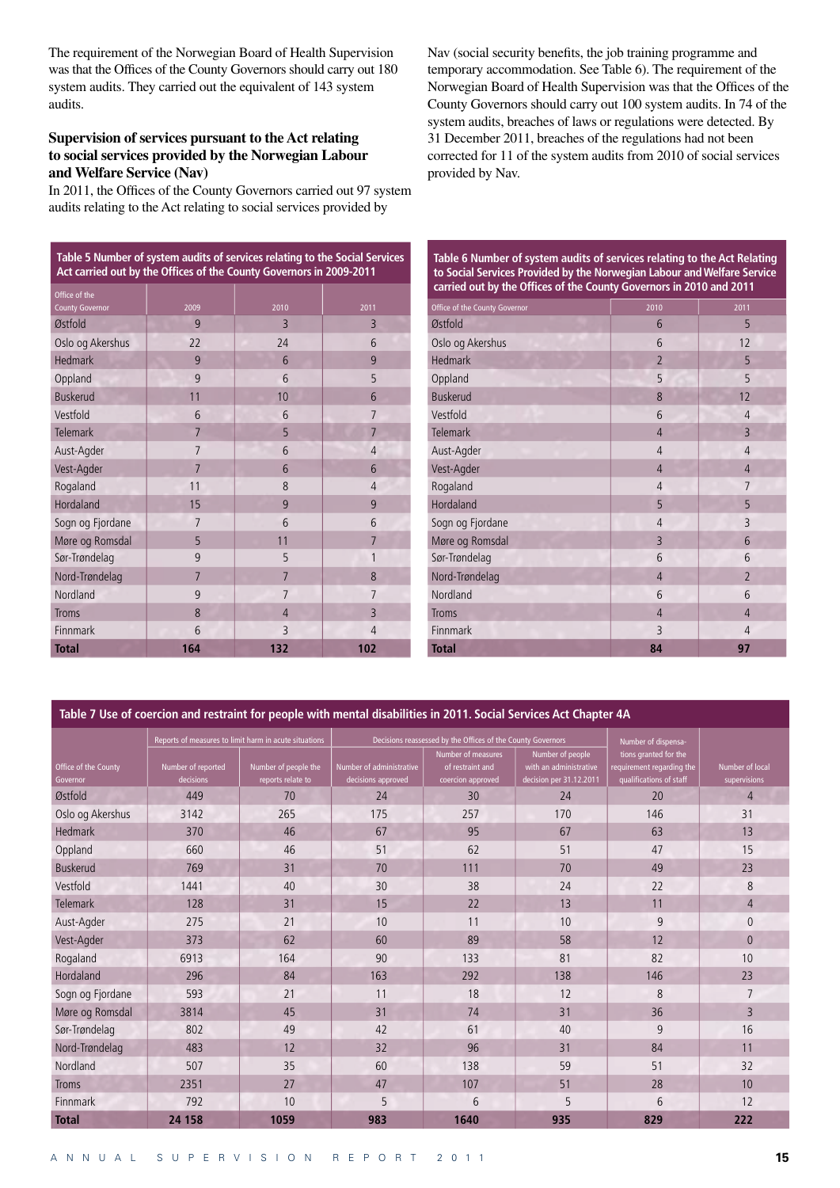The requirement of the Norwegian Board of Health Supervision was that the Offices of the County Governors should carry out 180 system audits. They carried out the equivalent of 143 system audits.

### Supervision of services pursuant to the Act relating to social services provided by the Norwegian Labour and Welfare Service (Nav)

In 2011, the Offices of the County Governors carried out 97 system audits relating to the Act relating to social services provided by Nav (social security benefits, the job training programme and temporary accommodation. See Table 6). The requirement of the Norwegian Board of Health Supervision was that the Offices of the County Governors should carry out 100 system audits. In 74 of the system audits, breaches of laws or regulations were detected. By 31 December 2011, breaches of the regulations had not been corrected for 11 of the system audits from 2010 of social services provided by Nav.

**Table 5 Number of system audits of services relating to the Social Services Act carried out by the Offices of the County Governors in 2009-2011**

| Office of the County Governor | 2009 | 2010 | 2011 |
|---|---|---|---|
| Østfold | 9 | 3 | 3 |
| Oslo og Akershus | 22 | 24 | 6 |
| Hedmark | 9 | 6 | 9 |
| Oppland | 9 | 6 | 5 |
| Buskerud | 11 | 10 | 6 |
| Vestfold | 6 | 6 | 7 |
| Telemark | 7 | 5 | 7 |
| Aust-Agder | 7 | 6 | 4 |
| Vest-Agder | 7 | 6 | 6 |
| Rogaland | 11 | 8 | 4 |
| Hordaland | 15 | 9 | 9 |
| Sogn og Fjordane | 7 | 6 | 6 |
| Møre og Romsdal | 5 | 11 | 7 |
| Sør-Trøndelag | 9 | 5 | 1 |
| Nord-Trøndelag | 7 | 7 | 8 |
| Nordland | 9 | 7 | 7 |
| Troms | 8 | 4 | 3 |
| Finnmark | 6 | 3 | 4 |
| **Total** | **164** | **132** | **102** |

**Table 6 Number of system audits of services relating to the Act Relating to Social Services Provided by the Norwegian Labour and Welfare Service carried out by the Offices of the County Governors in 2010 and 2011**

| Office of the County Governor | 2010 | 2011 |
|---|---|---|
| Østfold | 6 | 5 |
| Oslo og Akershus | 6 | 12 |
| Hedmark | 2 | 5 |
| Oppland | 5 | 5 |
| Buskerud | 8 | 12 |
| Vestfold | 6 | 4 |
| Telemark | 4 | 3 |
| Aust-Agder | 4 | 4 |
| Vest-Agder | 4 | 4 |
| Rogaland | 4 | 7 |
| Hordaland | 5 | 5 |
| Sogn og Fjordane | 4 | 3 |
| Møre og Romsdal | 3 | 6 |
| Sør-Trøndelag | 6 | 6 |
| Nord-Trøndelag | 4 | 2 |
| Nordland | 6 | 6 |
| Troms | 4 | 4 |
| Finnmark | 3 | 4 |
| **Total** | **84** | **97** |

**Table 7 Use of coercion and restraint for people with mental disabilities in 2011. Social Services Act Chapter 4A**

| Office of the County Governor | Reports of measures to limit harm in acute situations | | Decisions reassessed by the Offices of the County Governors | | | Number of dispensations granted for the requirement regarding the qualifications of staff | Number of local supervisions |
|---|---|---|---|---|---|---|---|
| | Number of reported decisions | Number of people the reports relate to | Number of administrative decisions approved | Number of measures of restraint and coercion approved | Number of people with an administrative decision per 31.12.2011 | | |
| Østfold | 449 | 70 | 24 | 30 | 24 | 20 | 4 |
| Oslo og Akershus | 3142 | 265 | 175 | 257 | 170 | 146 | 31 |
| Hedmark | 370 | 46 | 67 | 95 | 67 | 63 | 13 |
| Oppland | 660 | 46 | 51 | 62 | 51 | 47 | 15 |
| Buskerud | 769 | 31 | 70 | 111 | 70 | 49 | 23 |
| Vestfold | 1441 | 40 | 30 | 38 | 24 | 22 | 8 |
| Telemark | 128 | 31 | 15 | 22 | 13 | 11 | 4 |
| Aust-Agder | 275 | 21 | 10 | 11 | 10 | 9 | 0 |
| Vest-Agder | 373 | 62 | 60 | 89 | 58 | 12 | 0 |
| Rogaland | 6913 | 164 | 90 | 133 | 81 | 82 | 10 |
| Hordaland | 296 | 84 | 163 | 292 | 138 | 146 | 23 |
| Sogn og Fjordane | 593 | 21 | 11 | 18 | 12 | 8 | 7 |
| Møre og Romsdal | 3814 | 45 | 31 | 74 | 31 | 36 | 3 |
| Sør-Trøndelag | 802 | 49 | 42 | 61 | 40 | 9 | 16 |
| Nord-Trøndelag | 483 | 12 | 32 | 96 | 31 | 84 | 11 |
| Nordland | 507 | 35 | 60 | 138 | 59 | 51 | 32 |
| Troms | 2351 | 27 | 47 | 107 | 51 | 28 | 10 |
| Finnmark | 792 | 10 | 5 | 6 | 5 | 6 | 12 |
| **Total** | **24 158** | **1059** | **983** | **1640** | **935** | **829** | **222** |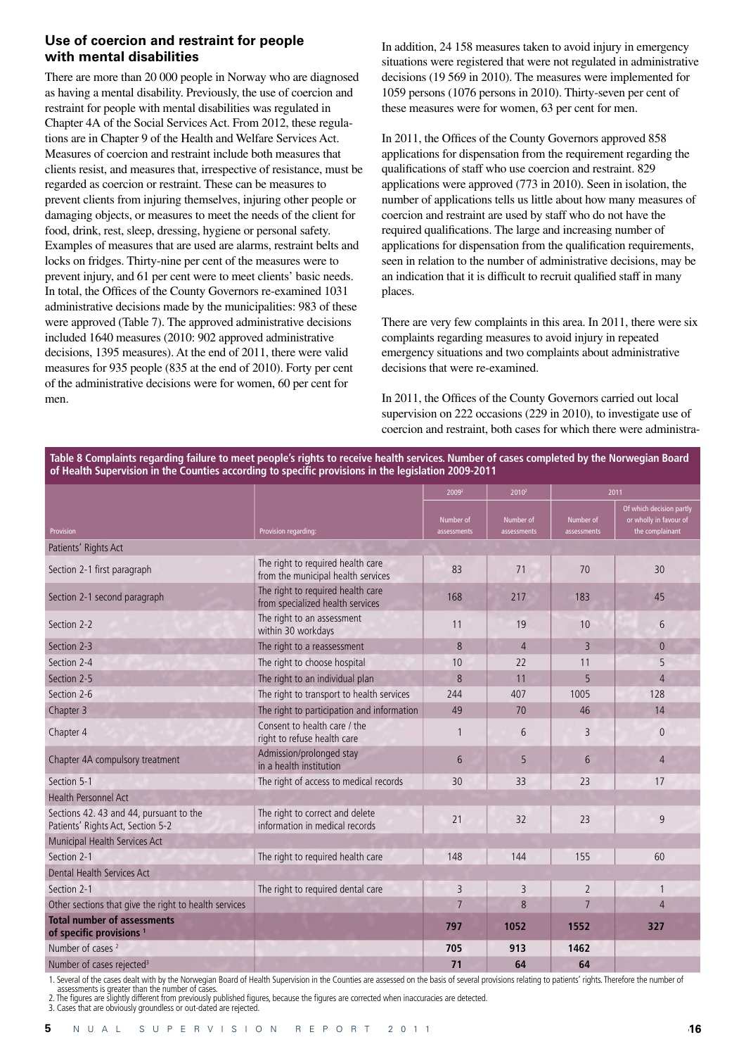## Use of coercion and restraint for people with mental disabilities

There are more than 20 000 people in Norway who are diagnosed as having a mental disability. Previously, the use of coercion and restraint for people with mental disabilities was regulated in Chapter 4A of the Social Services Act. From 2012, these regulations are in Chapter 9 of the Health and Welfare Services Act. Measures of coercion and restraint include both measures that clients resist, and measures that, irrespective of resistance, must be regarded as coercion or restraint. These can be measures to prevent clients from injuring themselves, injuring other people or damaging objects, or measures to meet the needs of the client for food, drink, rest, sleep, dressing, hygiene or personal safety. Examples of measures that are used are alarms, restraint belts and locks on fridges. Thirty-nine per cent of the measures were to prevent injury, and 61 per cent were to meet clients' basic needs. In total, the Offices of the County Governors re-examined 1031 administrative decisions made by the municipalities: 983 of these were approved (Table 7). The approved administrative decisions included 1640 measures (2010: 902 approved administrative decisions, 1395 measures). At the end of 2011, there were valid measures for 935 people (835 at the end of 2010). Forty per cent of the administrative decisions were for women, 60 per cent for men.

In addition, 24 158 measures taken to avoid injury in emergency situations were registered that were not regulated in administrative decisions (19 569 in 2010). The measures were implemented for 1059 persons (1076 persons in 2010). Thirty-seven per cent of these measures were for women, 63 per cent for men.

In 2011, the Offices of the County Governors approved 858 applications for dispensation from the requirement regarding the qualifications of staff who use coercion and restraint. 829 applications were approved (773 in 2010). Seen in isolation, the number of applications tells us little about how many measures of coercion and restraint are used by staff who do not have the required qualifications. The large and increasing number of applications for dispensation from the qualification requirements, seen in relation to the number of administrative decisions, may be an indication that it is difficult to recruit qualified staff in many places.

There are very few complaints in this area. In 2011, there were six complaints regarding measures to avoid injury in repeated emergency situations and two complaints about administrative decisions that were re-examined.

In 2011, the Offices of the County Governors carried out local supervision on 222 occasions (229 in 2010), to investigate use of coercion and restraint, both cases for which there were administra-

**Table 8 Complaints regarding failure to meet people's rights to receive health services. Number of cases completed by the Norwegian Board of Health Supervision in the Counties according to specific provisions in the legislation 2009-2011**

| | | 2009[2] | 2010[2] | 2011 | |
|---|---|---|---|---|---|
| Provision | Provision regarding: | Number of assessments | Number of assessments | Number of assessments | Of which decision partly or wholly in favour of the complainant |
| Patients' Rights Act | | | | | |
| Section 2-1 first paragraph | The right to required health care from the municipal health services | 83 | 71 | 70 | 30 |
| Section 2-1 second paragraph | The right to required health care from specialized health services | 168 | 217 | 183 | 45 |
| Section 2-2 | The right to an assessment within 30 workdays | 11 | 19 | 10 | 6 |
| Section 2-3 | The right to a reassessment | 8 | 4 | 3 | 0 |
| Section 2-4 | The right to choose hospital | 10 | 22 | 11 | 5 |
| Section 2-5 | The right to an individual plan | 8 | 11 | 5 | 4 |
| Section 2-6 | The right to transport to health services | 244 | 407 | 1005 | 128 |
| Chapter 3 | The right to participation and information | 49 | 70 | 46 | 14 |
| Chapter 4 | Consent to health care / the right to refuse health care | 1 | 6 | 3 | 0 |
| Chapter 4A compulsory treatment | Admission/prolonged stay in a health institution | 6 | 5 | 6 | 4 |
| Section 5-1 | The right of access to medical records | 30 | 33 | 23 | 17 |
| Health Personnel Act | | | | | |
| Sections 42. 43 and 44, pursuant to the Patients' Rights Act, Section 5-2 | The right to correct and delete information in medical records | 21 | 32 | 23 | 9 |
| Municipal Health Services Act | | | | | |
| Section 2-1 | The right to required health care | 148 | 144 | 155 | 60 |
| Dental Health Services Act | | | | | |
| Section 2-1 | The right to required dental care | 3 | 3 | 2 | 1 |
| Other sections that give the right to health services | | 7 | 8 | 7 | 4 |
| **Total number of assessments of specific provisions [1]** | | **797** | **1052** | **1552** | **327** |
| Number of cases [2] | | **705** | **913** | **1462** | |
| Number of cases rejected[3] | | **71** | **64** | **64** | |

1. Several of the cases dealt with by the Norwegian Board of Health Supervision in the Counties are assessed on the basis of several provisions relating to patients' rights. Therefore the number of assessments is greater than the number of cases.
2. The figures are slightly different from previously published figures, because the figures are corrected when inaccuracies are detected.
3. Cases that are obviously groundless or out-dated are rejected.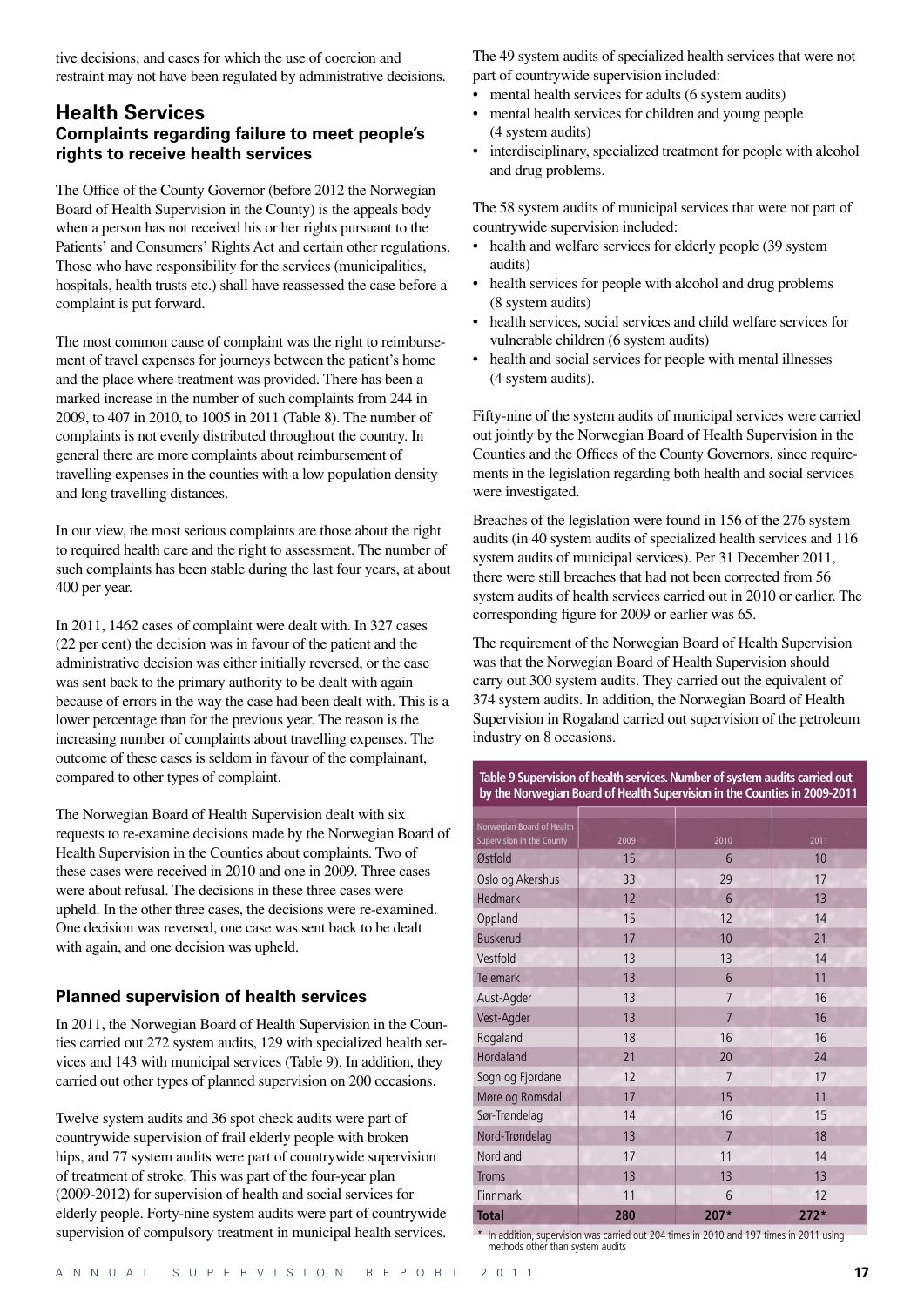tive decisions, and cases for which the use of coercion and restraint may not have been regulated by administrative decisions.

## Health Services

### Complaints regarding failure to meet people's rights to receive health services

The Office of the County Governor (before 2012 the Norwegian Board of Health Supervision in the County) is the appeals body when a person has not received his or her rights pursuant to the Patients' and Consumers' Rights Act and certain other regulations. Those who have responsibility for the services (municipalities, hospitals, health trusts etc.) shall have reassessed the case before a complaint is put forward.

The most common cause of complaint was the right to reimbursement of travel expenses for journeys between the patient's home and the place where treatment was provided. There has been a marked increase in the number of such complaints from 244 in 2009, to 407 in 2010, to 1005 in 2011 (Table 8). The number of complaints is not evenly distributed throughout the country. In general there are more complaints about reimbursement of travelling expenses in the counties with a low population density and long travelling distances.

In our view, the most serious complaints are those about the right to required health care and the right to assessment. The number of such complaints has been stable during the last four years, at about 400 per year.

In 2011, 1462 cases of complaint were dealt with. In 327 cases (22 per cent) the decision was in favour of the patient and the administrative decision was either initially reversed, or the case was sent back to the primary authority to be dealt with again because of errors in the way the case had been dealt with. This is a lower percentage than for the previous year. The reason is the increasing number of complaints about travelling expenses. The outcome of these cases is seldom in favour of the complainant, compared to other types of complaint.

The Norwegian Board of Health Supervision dealt with six requests to re-examine decisions made by the Norwegian Board of Health Supervision in the Counties about complaints. Two of these cases were received in 2010 and one in 2009. Three cases were about refusal. The decisions in these three cases were upheld. In the other three cases, the decisions were re-examined. One decision was reversed, one case was sent back to be dealt with again, and one decision was upheld.

### Planned supervision of health services

In 2011, the Norwegian Board of Health Supervision in the Counties carried out 272 system audits, 129 with specialized health services and 143 with municipal services (Table 9). In addition, they carried out other types of planned supervision on 200 occasions.

Twelve system audits and 36 spot check audits were part of countrywide supervision of frail elderly people with broken hips, and 77 system audits were part of countrywide supervision of treatment of stroke. This was part of the four-year plan (2009-2012) for supervision of health and social services for elderly people. Forty-nine system audits were part of countrywide supervision of compulsory treatment in municipal health services.

The 49 system audits of specialized health services that were not part of countrywide supervision included:

- mental health services for adults (6 system audits)
- mental health services for children and young people (4 system audits)
- interdisciplinary, specialized treatment for people with alcohol and drug problems.

The 58 system audits of municipal services that were not part of countrywide supervision included:

- health and welfare services for elderly people (39 system audits)
- health services for people with alcohol and drug problems (8 system audits)
- health services, social services and child welfare services for vulnerable children (6 system audits)
- health and social services for people with mental illnesses (4 system audits).

Fifty-nine of the system audits of municipal services were carried out jointly by the Norwegian Board of Health Supervision in the Counties and the Offices of the County Governors, since requirements in the legislation regarding both health and social services were investigated.

Breaches of the legislation were found in 156 of the 276 system audits (in 40 system audits of specialized health services and 116 system audits of municipal services). Per 31 December 2011, there were still breaches that had not been corrected from 56 system audits of health services carried out in 2010 or earlier. The corresponding figure for 2009 or earlier was 65.

The requirement of the Norwegian Board of Health Supervision was that the Norwegian Board of Health Supervision should carry out 300 system audits. They carried out the equivalent of 374 system audits. In addition, the Norwegian Board of Health Supervision in Rogaland carried out supervision of the petroleum industry on 8 occasions.

**Table 9 Supervision of health services. Number of system audits carried out by the Norwegian Board of Health Supervision in the Counties in 2009-2011**

| Norwegian Board of Health Supervision in the County | 2009 | 2010 | 2011 |
|---|---|---|---|
| Østfold | 15 | 6 | 10 |
| Oslo og Akershus | 33 | 29 | 17 |
| Hedmark | 12 | 6 | 13 |
| Oppland | 15 | 12 | 14 |
| Buskerud | 17 | 10 | 21 |
| Vestfold | 13 | 13 | 14 |
| Telemark | 13 | 6 | 11 |
| Aust-Agder | 13 | 7 | 16 |
| Vest-Agder | 13 | 7 | 16 |
| Rogaland | 18 | 16 | 16 |
| Hordaland | 21 | 20 | 24 |
| Sogn og Fjordane | 12 | 7 | 17 |
| Møre og Romsdal | 17 | 15 | 11 |
| Sør-Trøndelag | 14 | 16 | 15 |
| Nord-Trøndelag | 13 | 7 | 18 |
| Nordland | 17 | 11 | 14 |
| Troms | 13 | 13 | 13 |
| Finnmark | 11 | 6 | 12 |
| **Total** | **280** | **207*** | **272*** |

\* In addition, supervision was carried out 204 times in 2010 and 197 times in 2011 using methods other than system audits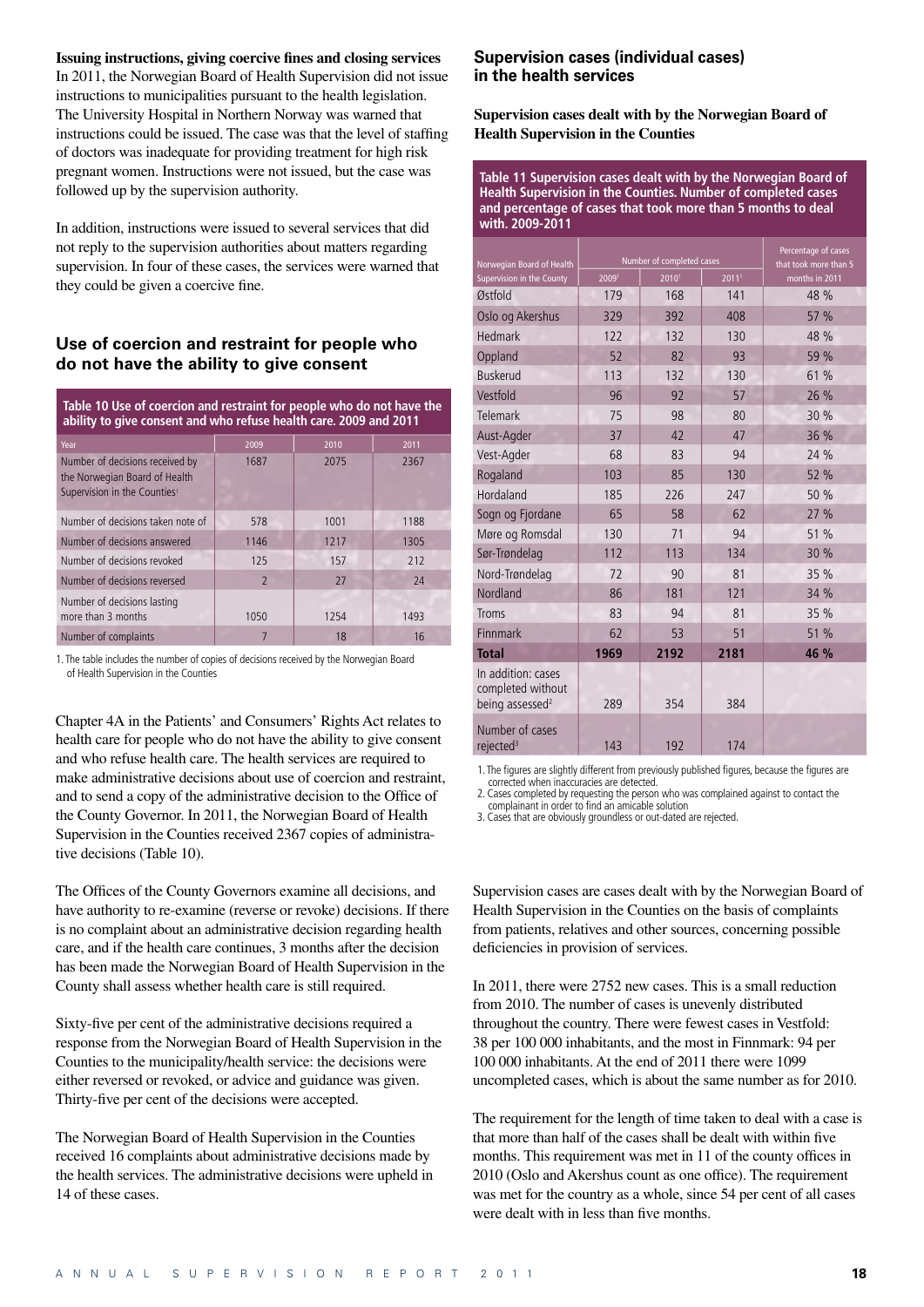**Issuing instructions, giving coercive fines and closing services**

In 2011, the Norwegian Board of Health Supervision did not issue instructions to municipalities pursuant to the health legislation. The University Hospital in Northern Norway was warned that instructions could be issued. The case was that the level of staffing of doctors was inadequate for providing treatment for high risk pregnant women. Instructions were not issued, but the case was followed up by the supervision authority.

In addition, instructions were issued to several services that did not reply to the supervision authorities about matters regarding supervision. In four of these cases, the services were warned that they could be given a coercive fine.

## Use of coercion and restraint for people who do not have the ability to give consent

**Table 10 Use of coercion and restraint for people who do not have the ability to give consent and who refuse health care. 2009 and 2011**

| Year | 2009 | 2010 | 2011 |
|---|---|---|---|
| Number of decisions received by the Norwegian Board of Health Supervision in the Counties[1] | 1687 | 2075 | 2367 |
| Number of decisions taken note of | 578 | 1001 | 1188 |
| Number of decisions answered | 1146 | 1217 | 1305 |
| Number of decisions revoked | 125 | 157 | 212 |
| Number of decisions reversed | 2 | 27 | 24 |
| Number of decisions lasting more than 3 months | 1050 | 1254 | 1493 |
| Number of complaints | 7 | 18 | 16 |

1. The table includes the number of copies of decisions received by the Norwegian Board of Health Supervision in the Counties

Chapter 4A in the Patients' and Consumers' Rights Act relates to health care for people who do not have the ability to give consent and who refuse health care. The health services are required to make administrative decisions about use of coercion and restraint, and to send a copy of the administrative decision to the Office of the County Governor. In 2011, the Norwegian Board of Health Supervision in the Counties received 2367 copies of administrative decisions (Table 10).

The Offices of the County Governors examine all decisions, and have authority to re-examine (reverse or revoke) decisions. If there is no complaint about an administrative decision regarding health care, and if the health care continues, 3 months after the decision has been made the Norwegian Board of Health Supervision in the County shall assess whether health care is still required.

Sixty-five per cent of the administrative decisions required a response from the Norwegian Board of Health Supervision in the Counties to the municipality/health service: the decisions were either reversed or revoked, or advice and guidance was given. Thirty-five per cent of the decisions were accepted.

The Norwegian Board of Health Supervision in the Counties received 16 complaints about administrative decisions made by the health services. The administrative decisions were upheld in 14 of these cases.

## Supervision cases (individual cases) in the health services

**Supervision cases dealt with by the Norwegian Board of Health Supervision in the Counties**

**Table 11 Supervision cases dealt with by the Norwegian Board of Health Supervision in the Counties. Number of completed cases and percentage of cases that took more than 5 months to deal with. 2009-2011**

| Norwegian Board of Health Supervision in the County | Number of completed cases | | | Percentage of cases that took more than 5 months in 2011 |
|---|---|---|---|---|
| | 2009[1] | 2010[1] | 2011[1] | |
| Østfold | 179 | 168 | 141 | 48 % |
| Oslo og Akershus | 329 | 392 | 408 | 57 % |
| Hedmark | 122 | 132 | 130 | 48 % |
| Oppland | 52 | 82 | 93 | 59 % |
| Buskerud | 113 | 132 | 130 | 61 % |
| Vestfold | 96 | 92 | 57 | 26 % |
| Telemark | 75 | 98 | 80 | 30 % |
| Aust-Agder | 37 | 42 | 47 | 36 % |
| Vest-Agder | 68 | 83 | 94 | 24 % |
| Rogaland | 103 | 85 | 130 | 52 % |
| Hordaland | 185 | 226 | 247 | 50 % |
| Sogn og Fjordane | 65 | 58 | 62 | 27 % |
| Møre og Romsdal | 130 | 71 | 94 | 51 % |
| Sør-Trøndelag | 112 | 113 | 134 | 30 % |
| Nord-Trøndelag | 72 | 90 | 81 | 35 % |
| Nordland | 86 | 181 | 121 | 34 % |
| Troms | 83 | 94 | 81 | 35 % |
| Finnmark | 62 | 53 | 51 | 51 % |
| **Total** | **1969** | **2192** | **2181** | **46 %** |
| In addition: cases completed without being assessed[2] | 289 | 354 | 384 | |
| Number of cases rejected[3] | 143 | 192 | 174 | |

1. The figures are slightly different from previously published figures, because the figures are corrected when inaccuracies are detected.
2. Cases completed by requesting the person who was complained against to contact the complainant in order to find an amicable solution
3. Cases that are obviously groundless or out-dated are rejected.

Supervision cases are cases dealt with by the Norwegian Board of Health Supervision in the Counties on the basis of complaints from patients, relatives and other sources, concerning possible deficiencies in provision of services.

In 2011, there were 2752 new cases. This is a small reduction from 2010. The number of cases is unevenly distributed throughout the country. There were fewest cases in Vestfold: 38 per 100 000 inhabitants, and the most in Finnmark: 94 per 100 000 inhabitants. At the end of 2011 there were 1099 uncompleted cases, which is about the same number as for 2010.

The requirement for the length of time taken to deal with a case is that more than half of the cases shall be dealt with within five months. This requirement was met in 11 of the county offices in 2010 (Oslo and Akershus count as one office). The requirement was met for the country as a whole, since 54 per cent of all cases were dealt with in less than five months.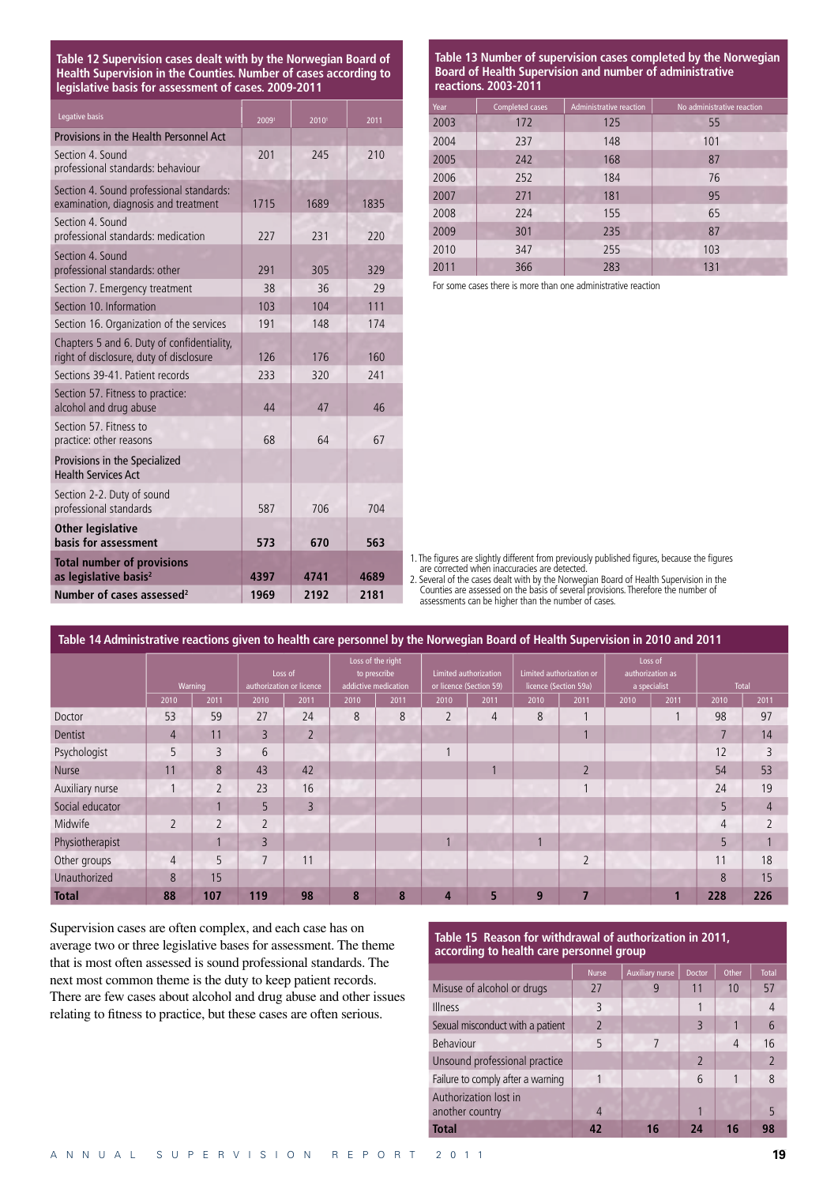## Table 12 Supervision cases dealt with by the Norwegian Board of Health Supervision in the Counties. Number of cases according to legislative basis for assessment of cases. 2009-2011

| Legative basis | 2009[1] | 2010[1] | 2011 |
|---|---|---|---|
| **Provisions in the Health Personnel Act** | | | |
| Section 4. Sound professional standards: behaviour | 201 | 245 | 210 |
| Section 4. Sound professional standards: examination, diagnosis and treatment | 1715 | 1689 | 1835 |
| Section 4. Sound professional standards: medication | 227 | 231 | 220 |
| Section 4. Sound professional standards: other | 291 | 305 | 329 |
| Section 7. Emergency treatment | 38 | 36 | 29 |
| Section 10. Information | 103 | 104 | 111 |
| Section 16. Organization of the services | 191 | 148 | 174 |
| Chapters 5 and 6. Duty of confidentiality, right of disclosure, duty of disclosure | 126 | 176 | 160 |
| Sections 39-41. Patient records | 233 | 320 | 241 |
| Section 57. Fitness to practice: alcohol and drug abuse | 44 | 47 | 46 |
| Section 57. Fitness to practice: other reasons | 68 | 64 | 67 |
| **Provisions in the Specialized Health Services Act** | | | |
| Section 2-2. Duty of sound professional standards | 587 | 706 | 704 |
| **Other legislative basis for assessment** | **573** | **670** | **563** |
| **Total number of provisions as legislative basis[2]** | **4397** | **4741** | **4689** |
| **Number of cases assessed[2]** | **1969** | **2192** | **2181** |

1. The figures are slightly different from previously published figures, because the figures are corrected when inaccuracies are detected.
2. Several of the cases dealt with by the Norwegian Board of Health Supervision in the Counties are assessed on the basis of several provisions. Therefore the number of assessments can be higher than the number of cases.

## Table 13 Number of supervision cases completed by the Norwegian Board of Health Supervision and number of administrative reactions. 2003-2011

| Year | Completed cases | Administrative reaction | No administrative reaction |
|---|---|---|---|
| 2003 | 172 | 125 | 55 |
| 2004 | 237 | 148 | 101 |
| 2005 | 242 | 168 | 87 |
| 2006 | 252 | 184 | 76 |
| 2007 | 271 | 181 | 95 |
| 2008 | 224 | 155 | 65 |
| 2009 | 301 | 235 | 87 |
| 2010 | 347 | 255 | 103 |
| 2011 | 366 | 283 | 131 |

For some cases there is more than one administrative reaction

## Table 14 Administrative reactions given to health care personnel by the Norwegian Board of Health Supervision in 2010 and 2011

| | Warning | | Loss of authorization or licence | | Loss of the right to prescribe addictive medication | | Limited authorization or licence (Section 59) | | Limited authorization or licence (Section 59a) | | Loss of authorization as a specialist | | Total | |
|---|---|---|---|---|---|---|---|---|---|---|---|---|---|---|
| | 2010 | 2011 | 2010 | 2011 | 2010 | 2011 | 2010 | 2011 | 2010 | 2011 | 2010 | 2011 | 2010 | 2011 |
| Doctor | 53 | 59 | 27 | 24 | 8 | 8 | 2 | 4 | 8 | 1 | | 1 | 98 | 97 |
| Dentist | 4 | 11 | 3 | 2 | | | | | | 1 | | | 7 | 14 |
| Psychologist | 5 | 3 | 6 | | | | 1 | | | | | | 12 | 3 |
| Nurse | 11 | 8 | 43 | 42 | | | | 1 | | 2 | | | 54 | 53 |
| Auxiliary nurse | 1 | 2 | 23 | 16 | | | | | | 1 | | | 24 | 19 |
| Social educator | | 1 | 5 | 3 | | | | | | | | | 5 | 4 |
| Midwife | 2 | 2 | 2 | | | | | | | | | | 4 | 2 |
| Physiotherapist | | 1 | 3 | | | | 1 | | 1 | | | | 5 | 1 |
| Other groups | 4 | 5 | 7 | 11 | | | | | | 2 | | | 11 | 18 |
| Unauthorized | 8 | 15 | | | | | | | | | | | 8 | 15 |
| **Total** | **88** | **107** | **119** | **98** | **8** | **8** | **4** | **5** | **9** | **7** | | **1** | **228** | **226** |

Supervision cases are often complex, and each case has on average two or three legislative bases for assessment. The theme that is most often assessed is sound professional standards. The next most common theme is the duty to keep patient records. There are few cases about alcohol and drug abuse and other issues relating to fitness to practice, but these cases are often serious.

## Table 15 Reason for withdrawal of authorization in 2011, according to health care personnel group

| | Nurse | Auxiliary nurse | Doctor | Other | Total |
|---|---|---|---|---|---|
| Misuse of alcohol or drugs | 27 | 9 | 11 | 10 | 57 |
| Illness | 3 | | 1 | | 4 |
| Sexual misconduct with a patient | 2 | | 3 | 1 | 6 |
| Behaviour | 5 | 7 | | 4 | 16 |
| Unsound professional practice | | | 2 | | 2 |
| Failure to comply after a warning | 1 | | 6 | 1 | 8 |
| Authorization lost in another country | 4 | | 1 | | 5 |
| **Total** | **42** | **16** | **24** | **16** | **98** |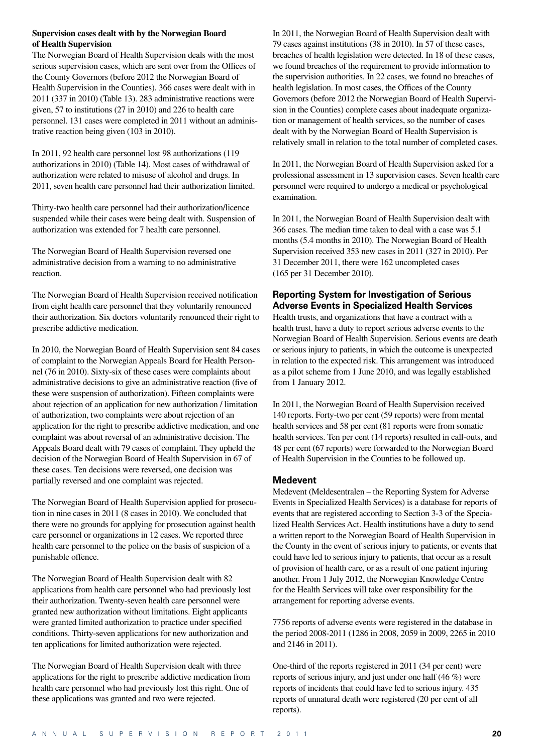**Supervision cases dealt with by the Norwegian Board of Health Supervision**

The Norwegian Board of Health Supervision deals with the most serious supervision cases, which are sent over from the Offices of the County Governors (before 2012 the Norwegian Board of Health Supervision in the Counties). 366 cases were dealt with in 2011 (337 in 2010) (Table 13). 283 administrative reactions were given, 57 to institutions (27 in 2010) and 226 to health care personnel. 131 cases were completed in 2011 without an administrative reaction being given (103 in 2010).

In 2011, 92 health care personnel lost 98 authorizations (119 authorizations in 2010) (Table 14). Most cases of withdrawal of authorization were related to misuse of alcohol and drugs. In 2011, seven health care personnel had their authorization limited.

Thirty-two health care personnel had their authorization/licence suspended while their cases were being dealt with. Suspension of authorization was extended for 7 health care personnel.

The Norwegian Board of Health Supervision reversed one administrative decision from a warning to no administrative reaction.

The Norwegian Board of Health Supervision received notification from eight health care personnel that they voluntarily renounced their authorization. Six doctors voluntarily renounced their right to prescribe addictive medication.

In 2010, the Norwegian Board of Health Supervision sent 84 cases of complaint to the Norwegian Appeals Board for Health Personnel (76 in 2010). Sixty-six of these cases were complaints about administrative decisions to give an administrative reaction (five of these were suspension of authorization). Fifteen complaints were about rejection of an application for new authorization / limitation of authorization, two complaints were about rejection of an application for the right to prescribe addictive medication, and one complaint was about reversal of an administrative decision. The Appeals Board dealt with 79 cases of complaint. They upheld the decision of the Norwegian Board of Health Supervision in 67 of these cases. Ten decisions were reversed, one decision was partially reversed and one complaint was rejected.

The Norwegian Board of Health Supervision applied for prosecution in nine cases in 2011 (8 cases in 2010). We concluded that there were no grounds for applying for prosecution against health care personnel or organizations in 12 cases. We reported three health care personnel to the police on the basis of suspicion of a punishable offence.

The Norwegian Board of Health Supervision dealt with 82 applications from health care personnel who had previously lost their authorization. Twenty-seven health care personnel were granted new authorization without limitations. Eight applicants were granted limited authorization to practice under specified conditions. Thirty-seven applications for new authorization and ten applications for limited authorization were rejected.

The Norwegian Board of Health Supervision dealt with three applications for the right to prescribe addictive medication from health care personnel who had previously lost this right. One of these applications was granted and two were rejected.

In 2011, the Norwegian Board of Health Supervision dealt with 79 cases against institutions (38 in 2010). In 57 of these cases, breaches of health legislation were detected. In 18 of these cases, we found breaches of the requirement to provide information to the supervision authorities. In 22 cases, we found no breaches of health legislation. In most cases, the Offices of the County Governors (before 2012 the Norwegian Board of Health Supervision in the Counties) complete cases about inadequate organization or management of health services, so the number of cases dealt with by the Norwegian Board of Health Supervision is relatively small in relation to the total number of completed cases.

In 2011, the Norwegian Board of Health Supervision asked for a professional assessment in 13 supervision cases. Seven health care personnel were required to undergo a medical or psychological examination.

In 2011, the Norwegian Board of Health Supervision dealt with 366 cases. The median time taken to deal with a case was 5.1 months (5.4 months in 2010). The Norwegian Board of Health Supervision received 353 new cases in 2011 (327 in 2010). Per 31 December 2011, there were 162 uncompleted cases (165 per 31 December 2010).

## Reporting System for Investigation of Serious Adverse Events in Specialized Health Services

Health trusts, and organizations that have a contract with a health trust, have a duty to report serious adverse events to the Norwegian Board of Health Supervision. Serious events are death or serious injury to patients, in which the outcome is unexpected in relation to the expected risk. This arrangement was introduced as a pilot scheme from 1 June 2010, and was legally established from 1 January 2012.

In 2011, the Norwegian Board of Health Supervision received 140 reports. Forty-two per cent (59 reports) were from mental health services and 58 per cent (81 reports were from somatic health services. Ten per cent (14 reports) resulted in call-outs, and 48 per cent (67 reports) were forwarded to the Norwegian Board of Health Supervision in the Counties to be followed up.

## Medevent

Medevent (Meldesentralen – the Reporting System for Adverse Events in Specialized Health Services) is a database for reports of events that are registered according to Section 3-3 of the Specialized Health Services Act. Health institutions have a duty to send a written report to the Norwegian Board of Health Supervision in the County in the event of serious injury to patients, or events that could have led to serious injury to patients, that occur as a result of provision of health care, or as a result of one patient injuring another. From 1 July 2012, the Norwegian Knowledge Centre for the Health Services will take over responsibility for the arrangement for reporting adverse events.

7756 reports of adverse events were registered in the database in the period 2008-2011 (1286 in 2008, 2059 in 2009, 2265 in 2010 and 2146 in 2011).

One-third of the reports registered in 2011 (34 per cent) were reports of serious injury, and just under one half (46 %) were reports of incidents that could have led to serious injury. 435 reports of unnatural death were registered (20 per cent of all reports).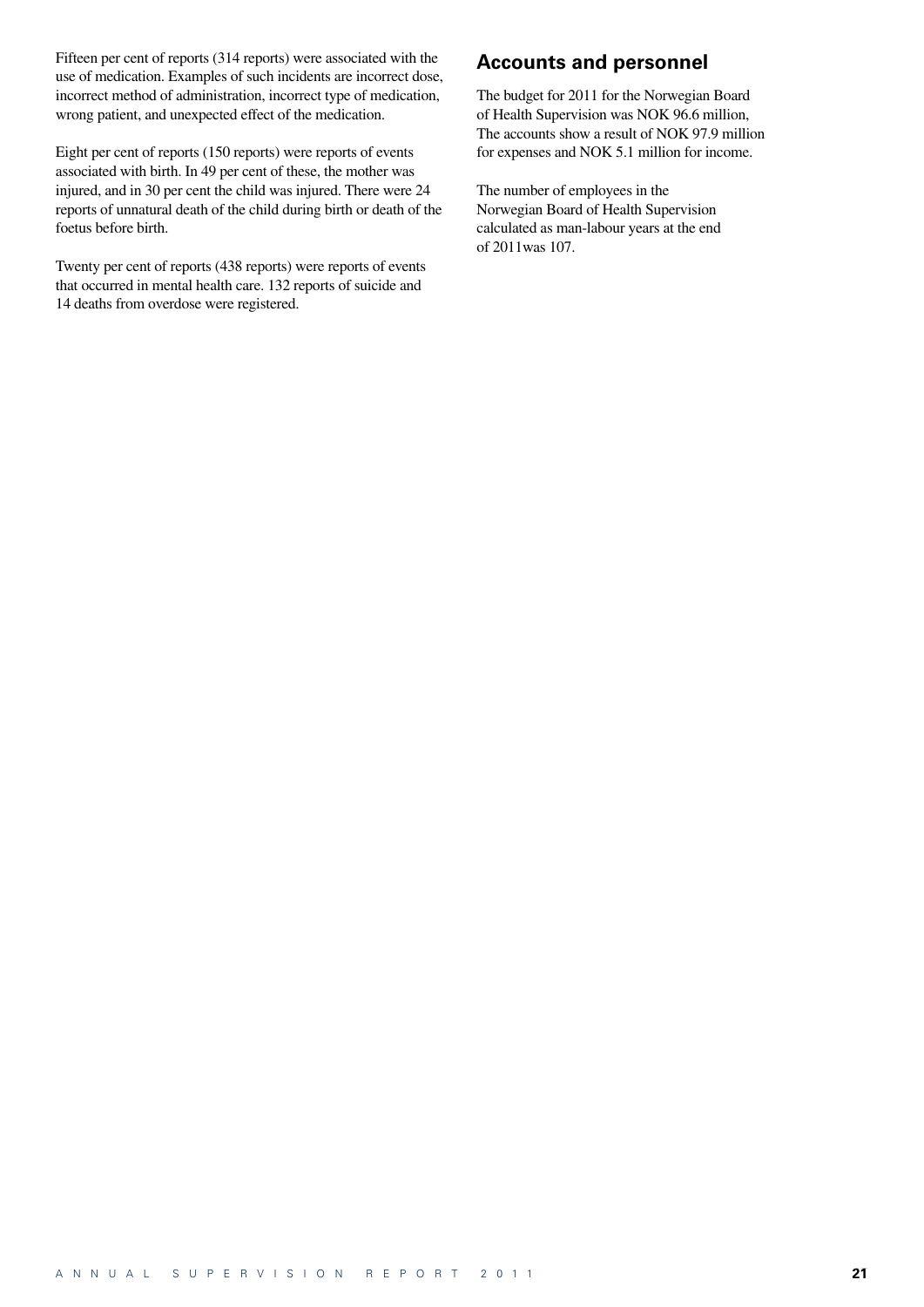Fifteen per cent of reports (314 reports) were associated with the use of medication. Examples of such incidents are incorrect dose, incorrect method of administration, incorrect type of medication, wrong patient, and unexpected effect of the medication.

Eight per cent of reports (150 reports) were reports of events associated with birth. In 49 per cent of these, the mother was injured, and in 30 per cent the child was injured. There were 24 reports of unnatural death of the child during birth or death of the foetus before birth.

Twenty per cent of reports (438 reports) were reports of events that occurred in mental health care. 132 reports of suicide and 14 deaths from overdose were registered.

## Accounts and personnel

The budget for 2011 for the Norwegian Board of Health Supervision was NOK 96.6 million, The accounts show a result of NOK 97.9 million for expenses and NOK 5.1 million for income.

The number of employees in the Norwegian Board of Health Supervision calculated as man-labour years at the end of 2011was 107.